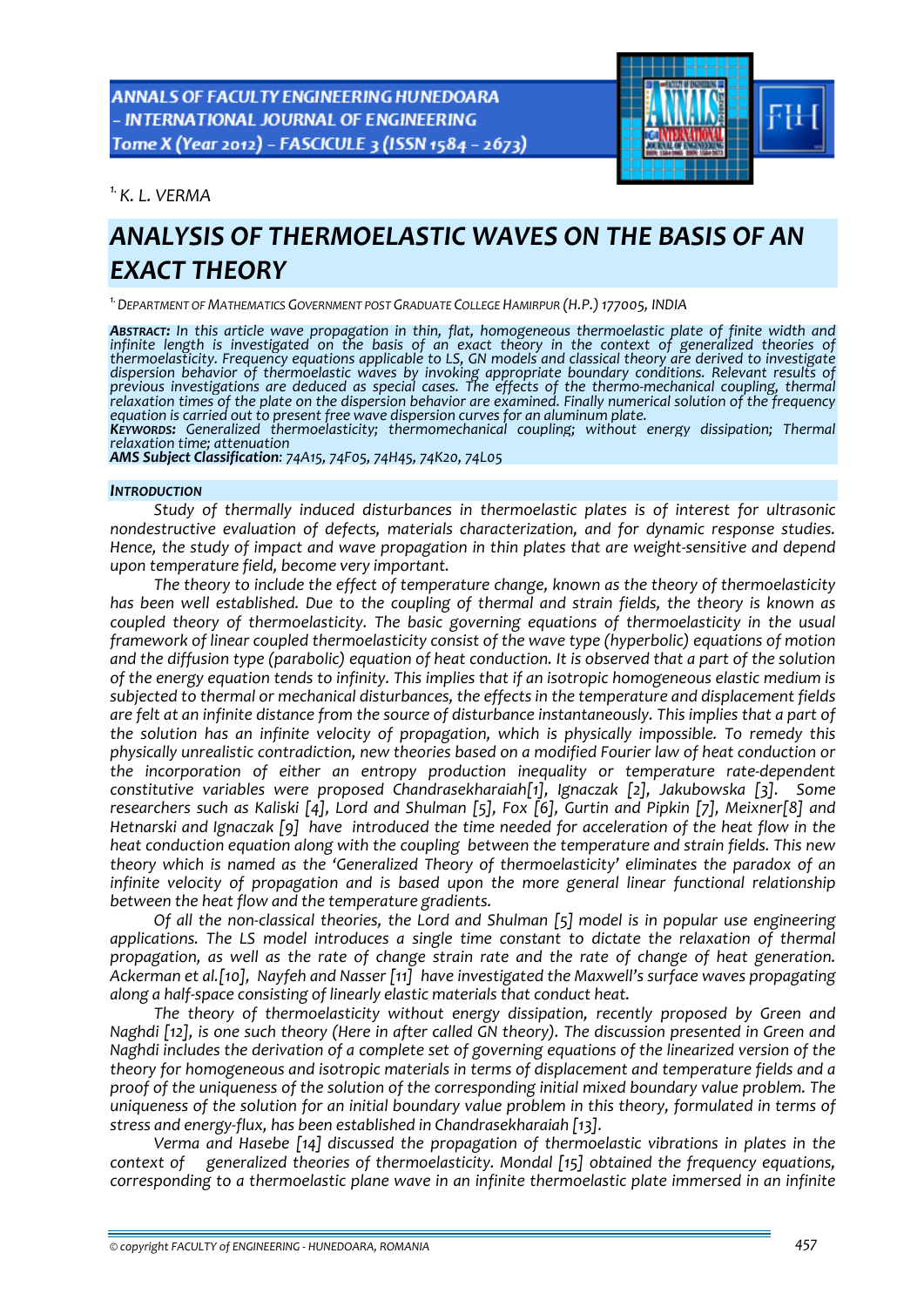[1.] *K. L. VERMA*

# ANALYSIS OF THERMOELASTIC WAVES ON THE BASIS OF AN EXACT THEORY

[1.] *DEPARTMENT OF MATHEMATICS GOVERNMENT POST GRADUATE COLLEGE HAMIRPUR (H.P.) 177005, INDIA*

***ABSTRACT:*** *In this article wave propagation in thin, flat, homogeneous thermoelastic plate of finite width and infinite length is investigated on the basis of an exact theory in the context of generalized theories of thermoelasticity. Frequency equations applicable to LS, GN models and classical theory are derived to investigate dispersion behavior of thermoelastic waves by invoking appropriate boundary conditions. Relevant results of previous investigations are deduced as special cases. The effects of the thermo-mechanical coupling, thermal relaxation times of the plate on the dispersion behavior are examined. Finally numerical solution of the frequency equation is carried out to present free wave dispersion curves for an aluminum plate.*

***KEYWORDS:*** *Generalized thermoelasticity; thermomechanical coupling; without energy dissipation; Thermal relaxation time; attenuation*

***AMS Subject Classification****: 74A15, 74F05, 74H45, 74K20, 74L05*

## *INTRODUCTION*

*Study of thermally induced disturbances in thermoelastic plates is of interest for ultrasonic nondestructive evaluation of defects, materials characterization, and for dynamic response studies. Hence, the study of impact and wave propagation in thin plates that are weight-sensitive and depend upon temperature field, become very important.*

*The theory to include the effect of temperature change, known as the theory of thermoelasticity has been well established. Due to the coupling of thermal and strain fields, the theory is known as coupled theory of thermoelasticity. The basic governing equations of thermoelasticity in the usual framework of linear coupled thermoelasticity consist of the wave type (hyperbolic) equations of motion and the diffusion type (parabolic) equation of heat conduction. It is observed that a part of the solution of the energy equation tends to infinity. This implies that if an isotropic homogeneous elastic medium is subjected to thermal or mechanical disturbances, the effects in the temperature and displacement fields are felt at an infinite distance from the source of disturbance instantaneously. This implies that a part of the solution has an infinite velocity of propagation, which is physically impossible. To remedy this physically unrealistic contradiction, new theories based on a modified Fourier law of heat conduction or the incorporation of either an entropy production inequality or temperature rate-dependent constitutive variables were proposed Chandrasekharaiah[1], Ignaczak [2], Jakubowska [3]. Some researchers such as Kaliski [4], Lord and Shulman [5], Fox [6], Gurtin and Pipkin [7], Meixner[8] and Hetnarski and Ignaczak [9] have introduced the time needed for acceleration of the heat flow in the heat conduction equation along with the coupling between the temperature and strain fields. This new theory which is named as the 'Generalized Theory of thermoelasticity' eliminates the paradox of an infinite velocity of propagation and is based upon the more general linear functional relationship between the heat flow and the temperature gradients.*

*Of all the non-classical theories, the Lord and Shulman [5] model is in popular use engineering applications. The LS model introduces a single time constant to dictate the relaxation of thermal propagation, as well as the rate of change strain rate and the rate of change of heat generation. Ackerman et al.[10], Nayfeh and Nasser [11] have investigated the Maxwell's surface waves propagating along a half-space consisting of linearly elastic materials that conduct heat.*

*The theory of thermoelasticity without energy dissipation, recently proposed by Green and Naghdi [12], is one such theory (Here in after called GN theory). The discussion presented in Green and Naghdi includes the derivation of a complete set of governing equations of the linearized version of the theory for homogeneous and isotropic materials in terms of displacement and temperature fields and a proof of the uniqueness of the solution of the corresponding initial mixed boundary value problem. The uniqueness of the solution for an initial boundary value problem in this theory, formulated in terms of stress and energy-flux, has been established in Chandrasekharaiah [13].*

*Verma and Hasebe [14] discussed the propagation of thermoelastic vibrations in plates in the context of generalized theories of thermoelasticity. Mondal [15] obtained the frequency equations, corresponding to a thermoelastic plane wave in an infinite thermoelastic plate immersed in an infinite*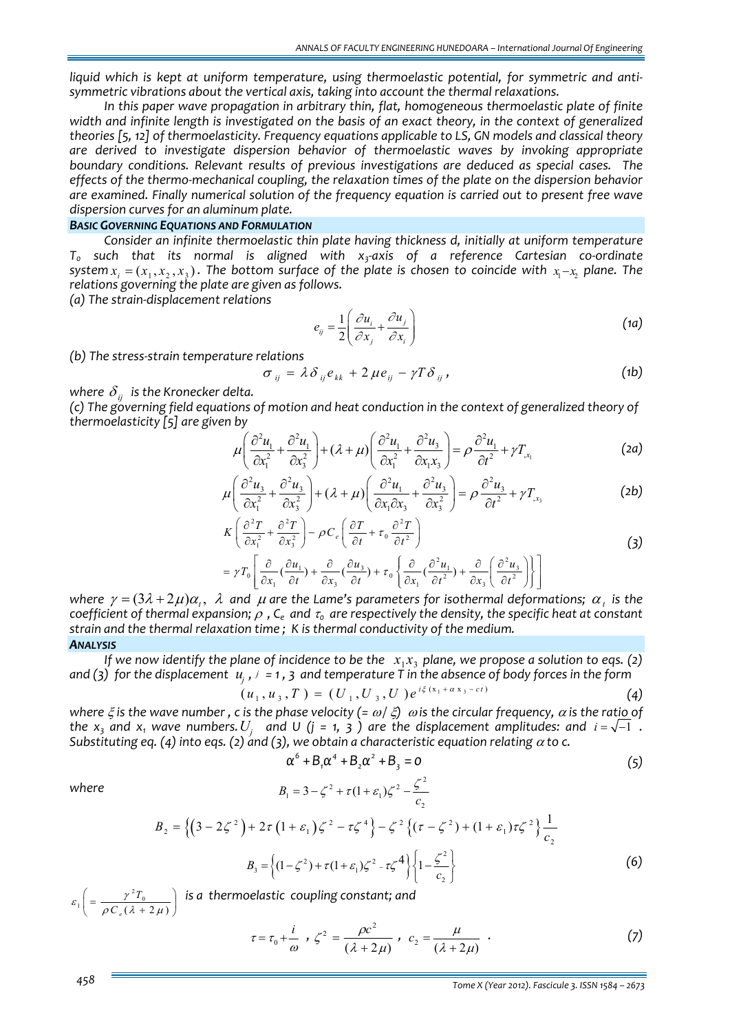*liquid which is kept at uniform temperature, using thermoelastic potential, for symmetric and anti-symmetric vibrations about the vertical axis, taking into account the thermal relaxations.*

*In this paper wave propagation in arbitrary thin, flat, homogeneous thermoelastic plate of finite width and infinite length is investigated on the basis of an exact theory, in the context of generalized theories [5, 12] of thermoelasticity. Frequency equations applicable to LS, GN models and classical theory are derived to investigate dispersion behavior of thermoelastic waves by invoking appropriate boundary conditions. Relevant results of previous investigations are deduced as special cases. The effects of the thermo-mechanical coupling, the relaxation times of the plate on the dispersion behavior are examined. Finally numerical solution of the frequency equation is carried out to present free wave dispersion curves for an aluminum plate.*

### BASIC GOVERNING EQUATIONS AND FORMULATION

*Consider an infinite thermoelastic thin plate having thickness d, initially at uniform temperature $T_0$ such that its normal is aligned with $x_3$-axis of a reference Cartesian co-ordinate system $x_i = (x_1, x_2, x_3)$. The bottom surface of the plate is chosen to coincide with $x_1 - x_2$ plane. The relations governing the plate are given as follows.*

*(a) The strain-displacement relations*

$$e_{ij} = \frac{1}{2}\left(\frac{\partial u_i}{\partial x_j} + \frac{\partial u_j}{\partial x_i}\right) \tag{1a}$$

*(b) The stress-strain temperature relations*

$$\sigma_{ij} = \lambda \delta_{ij} e_{kk} + 2\mu e_{ij} - \gamma T \delta_{ij}, \tag{1b}$$

*where $\delta_{ij}$ is the Kronecker delta.*

*(c) The governing field equations of motion and heat conduction in the context of generalized theory of thermoelasticity [5] are given by*

$$\mu\left(\frac{\partial^2 u_1}{\partial x_1^2} + \frac{\partial^2 u_1}{\partial x_3^2}\right) + (\lambda + \mu)\left(\frac{\partial^2 u_1}{\partial x_1^2} + \frac{\partial^2 u_3}{\partial x_1 x_3}\right) = \rho \frac{\partial^2 u_1}{\partial t^2} + \gamma T_{,x_1} \tag{2a}$$

$$\mu\left(\frac{\partial^2 u_3}{\partial x_1^2} + \frac{\partial^2 u_3}{\partial x_3^2}\right) + (\lambda + \mu)\left(\frac{\partial^2 u_1}{\partial x_1 \partial x_3} + \frac{\partial^2 u_3}{\partial x_3^2}\right) = \rho \frac{\partial^2 u_3}{\partial t^2} + \gamma T_{,x_3} \tag{2b}$$

$$K\left(\frac{\partial^2 T}{\partial x_1^2} + \frac{\partial^2 T}{\partial x_3^2}\right) - \rho C_e\left(\frac{\partial T}{\partial t} + \tau_0 \frac{\partial^2 T}{\partial t^2}\right) = \gamma T_0\left[\frac{\partial}{\partial x_1}\left(\frac{\partial u_1}{\partial t}\right) + \frac{\partial}{\partial x_3}\left(\frac{\partial u_3}{\partial t}\right) + \tau_0\left\{\frac{\partial}{\partial x_1}\left(\frac{\partial^2 u_1}{\partial t^2}\right) + \frac{\partial}{\partial x_3}\left(\frac{\partial^2 u_3}{\partial t^2}\right)\right\}\right] \tag{3}$$

*where $\gamma = (3\lambda + 2\mu)\alpha_t$, $\lambda$ and $\mu$ are the Lame's parameters for isothermal deformations; $\alpha_t$ is the coefficient of thermal expansion; $\rho$, $C_e$ and $\tau_0$ are respectively the density, the specific heat at constant strain and the thermal relaxation time; K is thermal conductivity of the medium.*

### ANALYSIS

*If we now identify the plane of incidence to be the $x_1 x_3$ plane, we propose a solution to eqs. (2) and (3) for the displacement $u_j$, $j = 1, 3$ and temperature T in the absence of body forces in the form*

$$(u_1, u_3, T) = (U_1, U_3, U)e^{i\xi(x_1 + \alpha x_3 - ct)} \tag{4}$$

*where $\xi$ is the wave number, c is the phase velocity (= $\omega/\xi$) $\omega$ is the circular frequency, $\alpha$ is the ratio of the $x_3$ and $x_1$ wave numbers. $U_j$ and U (j = 1, 3) are the displacement amplitudes: and $i = \sqrt{-1}$. Substituting eq. (4) into eqs. (2) and (3), we obtain a characteristic equation relating $\alpha$ to c.*

$$\alpha^6 + B_1\alpha^4 + B_2\alpha^2 + B_3 = 0 \tag{5}$$

where

$$B_1 = 3 - \zeta^2 + \tau(1+\varepsilon_1)\zeta^2 - \frac{\zeta^2}{c_2}$$

$$B_2 = \left\{\left(3 - 2\zeta^2\right) + 2\tau\left(1+\varepsilon_1\right)\zeta^2 - \tau\zeta^4\right\} - \zeta^2\left\{(\tau - \zeta^2) + (1+\varepsilon_1)\tau\zeta^2\right\}\frac{1}{c_2}$$

$$B_3 = \left\{(1-\zeta^2) + \tau(1+\varepsilon_1)\zeta^2 - \tau\zeta^4\right\}\left\{1 - \frac{\zeta^2}{c_2}\right\} \tag{6}$$

$\varepsilon_1\left(= \dfrac{\gamma^2 T_0}{\rho C_e(\lambda + 2\mu)}\right)$ *is a thermoelastic coupling constant; and*

$$\tau = \tau_0 + \frac{i}{\omega}, \quad \zeta^2 = \frac{\rho c^2}{(\lambda + 2\mu)}, \quad c_2 = \frac{\mu}{(\lambda + 2\mu)}. \tag{7}$$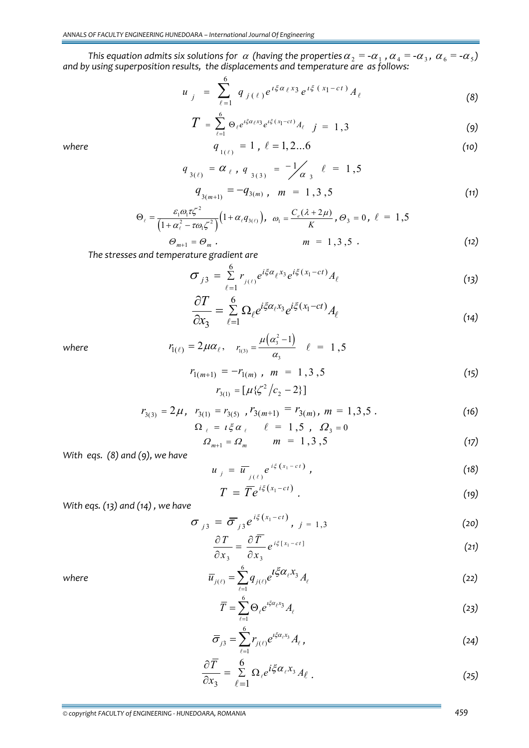*This equation admits six solutions for $\alpha$ (having the properties $\alpha_2 = -\alpha_1$ , $\alpha_4 = -\alpha_3$ , $\alpha_6 = -\alpha_5$) and by using superposition results, the displacements and temperature are as follows:*

$$u_j = \sum_{\ell=1}^{6} q_{j(\ell)} e^{\iota\xi\alpha_\ell x_3} e^{\iota\xi(x_1 - ct)} A_\ell \tag{8}$$

$$T = \sum_{\ell=1}^{6} \Theta_\ell e^{\iota\xi\alpha_\ell x_3} e^{\iota\xi(x_1 - ct)} A_\ell \quad j = 1,3 \tag{9}$$

*where*

$$q_{1(\ell)} = 1 \,, \; \ell = 1,2...6 \tag{10}$$

$$q_{3(\ell)} = \alpha_\ell \,, \; q_{3(3)} = {-1}/{\alpha_3} \quad \ell = 1,5$$

$$q_{3(m+1)} = -q_{3(m)} \,, \quad m = 1,3,5 \tag{11}$$

$$\Theta_\ell = \frac{\varepsilon_1\omega_1\tau\zeta^2}{\left(1+\alpha_\ell^2 - \tau\omega_1\zeta^2\right)}\left(1+\alpha_\ell q_{3(\ell)}\right), \;\; \omega_1 = \frac{C_e(\lambda+2\mu)}{K}, \Theta_3 = 0, \; \ell = 1,5$$

$$\Theta_{m+1} = \Theta_m \,. \qquad\qquad m = 1,3,5 \,. \tag{12}$$

*The stresses and temperature gradient are*

$$\sigma_{j3} = \sum_{\ell=1}^{6} r_{j(\ell)} e^{i\xi\alpha_\ell x_3} e^{i\xi(x_1 - ct)} A_\ell \tag{13}$$

$$\frac{\partial T}{\partial x_3} = \sum_{\ell=1}^{6} \Omega_\ell e^{i\xi\alpha_\ell x_3} e^{i\xi(x_1 - ct)} A_\ell \tag{14}$$

*where*

$$r_{1(\ell)} = 2\mu\alpha_\ell \,, \quad r_{1(3)} = \frac{\mu\left(\alpha_3^2 - 1\right)}{\alpha_3} \quad \ell = 1,5$$

$$r_{1(m+1)} = -r_{1(m)} \,, \;\; m = 1,3,5 \tag{15}$$

$$r_{3(1)} = [\mu\{\zeta^2/c_2 - 2\}]$$

$$r_{3(3)} = 2\mu, \;\; r_{3(1)} = r_{3(5)} \;, r_{3(m+1)} = r_{3(m)} \,, \; m = 1,3,5 \,. \tag{16}$$

$$\Omega_\ell = \iota\xi\alpha_\ell \qquad \ell = 1,5 \;, \;\; \Omega_3 = 0$$

$$\Omega_{m+1} = \Omega_m \qquad m = 1,3,5 \tag{17}$$

*With eqs. (8) and (9), we have*

$$u_j = \overline{u}_{j(\ell)} e^{i\xi(x_1 - ct)} \,, \tag{18}$$

$$T = \overline{T} e^{i\xi(x_1 - ct)} \,. \tag{19}$$

*With eqs. (13) and (14) , we have*

$$\sigma_{j3} = \overline{\sigma}_{j3} e^{i\xi(x_1 - ct)} \,, \; j = 1,3 \tag{20}$$

$$\frac{\partial T}{\partial x_3} = \frac{\partial \overline{T}}{\partial x_3} e^{i\xi[x_1 - ct]} \tag{21}$$

*where*

$$\overline{u}_{j(\ell)} = \sum_{\ell=1}^{6} q_{j(\ell)} e^{\iota\xi\alpha_\ell x_3} A_\ell \tag{22}$$

$$\overline{T} = \sum_{\ell=1}^{6} \Theta_\ell e^{\iota\xi\alpha_\ell x_3} A_\ell \tag{23}$$

$$\overline{\sigma}_{j3} = \sum_{\ell=1}^{6} r_{j(\ell)} e^{\iota\xi\alpha_\ell x_3} A_\ell \,, \tag{24}$$

$$\frac{\partial \overline{T}}{\partial x_3} = \sum_{\ell=1}^{6} \Omega_\ell e^{i\xi\alpha_\ell x_3} A_\ell \,. \tag{25}$$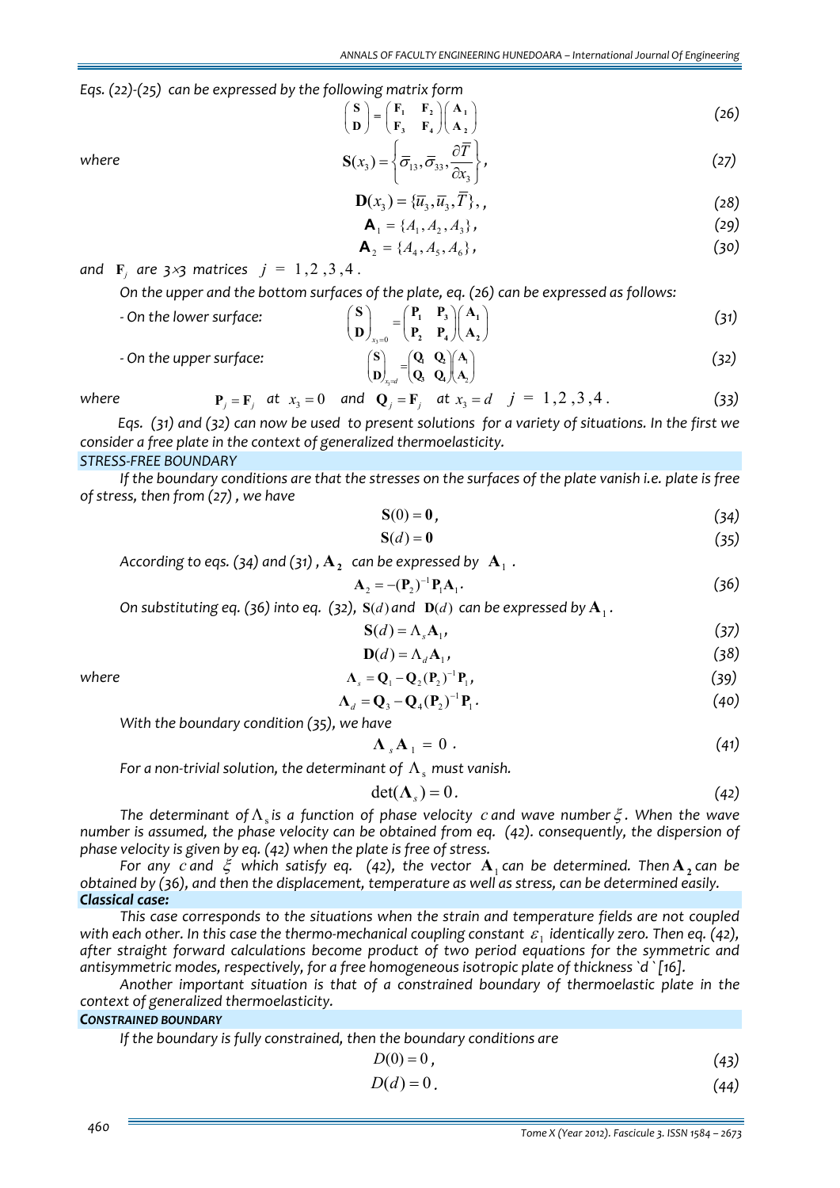*Eqs. (22)-(25) can be expressed by the following matrix form*

$$\begin{pmatrix} \mathbf{S} \\ \mathbf{D} \end{pmatrix} = \begin{pmatrix} \mathbf{F}_1 & \mathbf{F}_2 \\ \mathbf{F}_3 & \mathbf{F}_4 \end{pmatrix} \begin{pmatrix} \mathbf{A}_1 \\ \mathbf{A}_2 \end{pmatrix} \tag{26}$$

*where*

$$\mathbf{S}(x_3) = \left\{ \bar{\sigma}_{13}, \bar{\sigma}_{33}, \frac{\partial \bar{T}}{\partial x_3} \right\}, \tag{27}$$

$$\mathbf{D}(x_3) = \{ \bar{u}_3, \bar{u}_3, \bar{T} \}, , \tag{28}$$

$$\mathbf{A}_1 = \{ A_1, A_2, A_3 \}, \tag{29}$$

$$\mathbf{A}_2 = \{ A_4, A_5, A_6 \}, \tag{30}$$

*and* $\mathbf{F}_j$ *are* $3 \times 3$ *matrices* $j = 1, 2, 3, 4$.

*On the upper and the bottom surfaces of the plate, eq. (26) can be expressed as follows:*

*- On the lower surface:*

$$\begin{pmatrix} \mathbf{S} \\ \mathbf{D} \end{pmatrix}_{x_3 = 0} = \begin{pmatrix} \mathbf{P}_1 & \mathbf{P}_3 \\ \mathbf{P}_2 & \mathbf{P}_4 \end{pmatrix} \begin{pmatrix} \mathbf{A}_1 \\ \mathbf{A}_2 \end{pmatrix} \tag{31}$$

*- On the upper surface:*

$$\begin{pmatrix} \mathbf{S} \\ \mathbf{D} \end{pmatrix}_{x_3 = d} = \begin{pmatrix} \mathbf{Q}_1 & \mathbf{Q}_2 \\ \mathbf{Q}_3 & \mathbf{Q}_4 \end{pmatrix} \begin{pmatrix} \mathbf{A}_1 \\ \mathbf{A}_2 \end{pmatrix} \tag{32}$$

*where* $\mathbf{P}_j = \mathbf{F}_j$ *at* $x_3 = 0$ *and* $\mathbf{Q}_j = \mathbf{F}_j$ *at* $x_3 = d$ $\quad j = 1, 2, 3, 4$. (33)

*Eqs. (31) and (32) can now be used to present solutions for a variety of situations. In the first we consider a free plate in the context of generalized thermoelasticity.*

*STRESS-FREE BOUNDARY*

*If the boundary conditions are that the stresses on the surfaces of the plate vanish i.e. plate is free of stress, then from (27), we have*

$$\mathbf{S}(0) = \mathbf{0}, \tag{34}$$

$$\mathbf{S}(d) = \mathbf{0} \tag{35}$$

*According to eqs. (34) and (31),* $\mathbf{A}_2$ *can be expressed by* $\mathbf{A}_1$.

$$\mathbf{A}_2 = -(\mathbf{P}_2)^{-1} \mathbf{P}_1 \mathbf{A}_1. \tag{36}$$

*On substituting eq. (36) into eq. (32),* $\mathbf{S}(d)$ *and* $\mathbf{D}(d)$ *can be expressed by* $\mathbf{A}_1$.

$$\mathbf{S}(d) = \Lambda_s \mathbf{A}_1, \tag{37}$$

$$\mathbf{D}(d) = \Lambda_d \mathbf{A}_1, \tag{38}$$

*where*

$$\mathbf{\Lambda}_s = \mathbf{Q}_1 - \mathbf{Q}_2 (\mathbf{P}_2)^{-1} \mathbf{P}_1, \tag{39}$$

$$\mathbf{\Lambda}_d = \mathbf{Q}_3 - \mathbf{Q}_4 (\mathbf{P}_2)^{-1} \mathbf{P}_1. \tag{40}$$

*With the boundary condition (35), we have*

$$\mathbf{\Lambda}_s \mathbf{A}_1 = 0. \tag{41}$$

*For a non-trivial solution, the determinant of* $\Lambda_s$ *must vanish.*

$$\det(\mathbf{\Lambda}_s) = 0. \tag{42}$$

*The determinant of* $\Lambda_s$ *is a function of phase velocity* $c$ *and wave number* $\xi$. *When the wave number is assumed, the phase velocity can be obtained from eq. (42). consequently, the dispersion of phase velocity is given by eq. (42) when the plate is free of stress.*

*For any* $c$ *and* $\xi$ *which satisfy eq. (42), the vector* $\mathbf{A}_1$ *can be determined. Then* $\mathbf{A}_2$ *can be obtained by (36), and then the displacement, temperature as well as stress, can be determined easily.*

***Classical case:***

*This case corresponds to the situations when the strain and temperature fields are not coupled with each other. In this case the thermo-mechanical coupling constant* $\varepsilon_1$ *identically zero. Then eq. (42), after straight forward calculations become product of two period equations for the symmetric and antisymmetric modes, respectively, for a free homogeneous isotropic plate of thickness `d` [16].*

*Another important situation is that of a constrained boundary of thermoelastic plate in the context of generalized thermoelasticity.*

***CONSTRAINED BOUNDARY***

*If the boundary is fully constrained, then the boundary conditions are*

$$D(0) = 0, \tag{43}$$

$$D(d) = 0. \tag{44}$$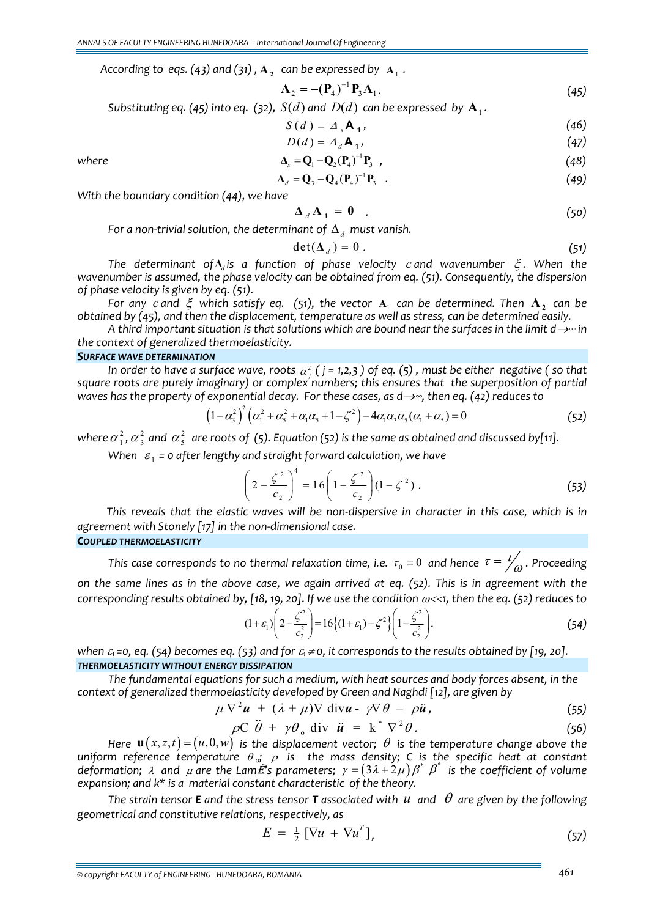According to eqs. (43) and (31), $\mathbf{A}_2$ can be expressed by $\mathbf{A}_1$.

$$\mathbf{A}_2 = -(\mathbf{P}_4)^{-1}\mathbf{P}_3\mathbf{A}_1. \tag{45}$$

Substituting eq. (45) into eq. (32), $S(d)$ and $D(d)$ can be expressed by $\mathbf{A}_1$.

$$S(d) = \Delta_s \mathbf{A}_1, \tag{46}$$

$$D(d) = \Delta_d \mathbf{A}_1, \tag{47}$$

where

$$\mathbf{\Delta}_s = \mathbf{Q}_1 - \mathbf{Q}_2(\mathbf{P}_4)^{-1}\mathbf{P}_3 \;, \tag{48}$$

$$\mathbf{\Delta}_d = \mathbf{Q}_3 - \mathbf{Q}_4(\mathbf{P}_4)^{-1}\mathbf{P}_3 \;. \tag{49}$$

With the boundary condition (44), we have

$$\mathbf{\Delta}_d \mathbf{A}_1 = \mathbf{0} \;. \tag{50}$$

For a non-trivial solution, the determinant of $\Delta_d$ must vanish.

$$\det(\mathbf{\Delta}_d) = 0 \,. \tag{51}$$

The determinant of $\mathbf{\Delta}_d$ is a function of phase velocity $c$ and wavenumber $\xi$. When the wavenumber is assumed, the phase velocity can be obtained from eq. (51). Consequently, the dispersion of phase velocity is given by eq. (51).

For any $c$ and $\xi$ which satisfy eq. (51), the vector $\mathbf{A}_1$ can be determined. Then $\mathbf{A}_2$ can be obtained by (45), and then the displacement, temperature as well as stress, can be determined easily.

A third important situation is that solutions which are bound near the surfaces in the limit $d\to\infty$ in the context of generalized thermoelasticity.

## SURFACE WAVE DETERMINATION

In order to have a surface wave, roots $\alpha_j^2$ ( $j$ = 1,2,3 ) of eq. (5), must be either negative ( so that square roots are purely imaginary) or complex numbers; this ensures that the superposition of partial waves has the property of exponential decay. For these cases, as $d\to\infty$, then eq. (42) reduces to

$$\left(1-\alpha_3^2\right)^2\left(\alpha_1^2+\alpha_5^2+\alpha_1\alpha_5+1-\zeta^2\right)-4\alpha_1\alpha_3\alpha_5(\alpha_1+\alpha_5)=0 \tag{52}$$

where $\alpha_1^2$, $\alpha_3^2$ and $\alpha_5^2$ are roots of (5). Equation (52) is the same as obtained and discussed by[11].

When $\varepsilon_1$ = 0 after lengthy and straight forward calculation, we have

$$\left(2-\frac{\zeta^2}{c_2}\right)^4 = 16\left(1-\frac{\zeta^2}{c_2}\right)(1-\zeta^2) \,. \tag{53}$$

This reveals that the elastic waves will be non-dispersive in character in this case, which is in agreement with Stonely [17] in the non-dimensional case.

## COUPLED THERMOELASTICITY

This case corresponds to no thermal relaxation time, i.e. $\tau_0 = 0$ and hence $\tau = 1/\omega$. Proceeding on the same lines as in the above case, we again arrived at eq. (52). This is in agreement with the corresponding results obtained by, [18, 19, 20]. If we use the condition $\omega \ll 1$, then the eq. (52) reduces to

$$(1+\varepsilon_1)\left(2-\frac{\zeta^2}{c_2^2}\right)=16\left\{(1+\varepsilon_1)-\zeta^2\right\}\left(1-\frac{\zeta^2}{c_2^2}\right). \tag{54}$$

when $\varepsilon_1$=0, eq. (54) becomes eq. (53) and for $\varepsilon_1 \neq 0$, it corresponds to the results obtained by [19, 20].

## THERMOELASTICITY WITHOUT ENERGY DISSIPATION

The fundamental equations for such a medium, with heat sources and body forces absent, in the context of generalized thermoelasticity developed by Green and Naghdi [12], are given by

$$\mu\nabla^2\boldsymbol{u} + (\lambda+\mu)\nabla\,\mathrm{div}\boldsymbol{u} - \gamma\nabla\theta = \rho\ddot{\boldsymbol{u}}\,, \tag{55}$$

$$\rho C\,\ddot{\theta} + \gamma\theta_0\,\mathrm{div}\;\ddot{\boldsymbol{u}} = k^*\,\nabla^2\theta\,. \tag{56}$$

Here $\mathbf{u}(x,z,t)=(u,0,w)$ is the displacement vector; $\theta$ is the temperature change above the uniform reference temperature $\theta_0$; $\rho$ is the mass density; $C$ is the specific heat at constant deformation; $\lambda$ and $\mu$ are the Lamé's parameters; $\gamma=(3\lambda+2\mu)\beta^*$ $\beta^*$ is the coefficient of volume expansion; and $k^*$ is a material constant characteristic of the theory.

The strain tensor ***E*** and the stress tensor ***T*** associated with $u$ and $\theta$ are given by the following geometrical and constitutive relations, respectively, as

$$E = \tfrac{1}{2}\left[\nabla u + \nabla u^T\right], \tag{57}$$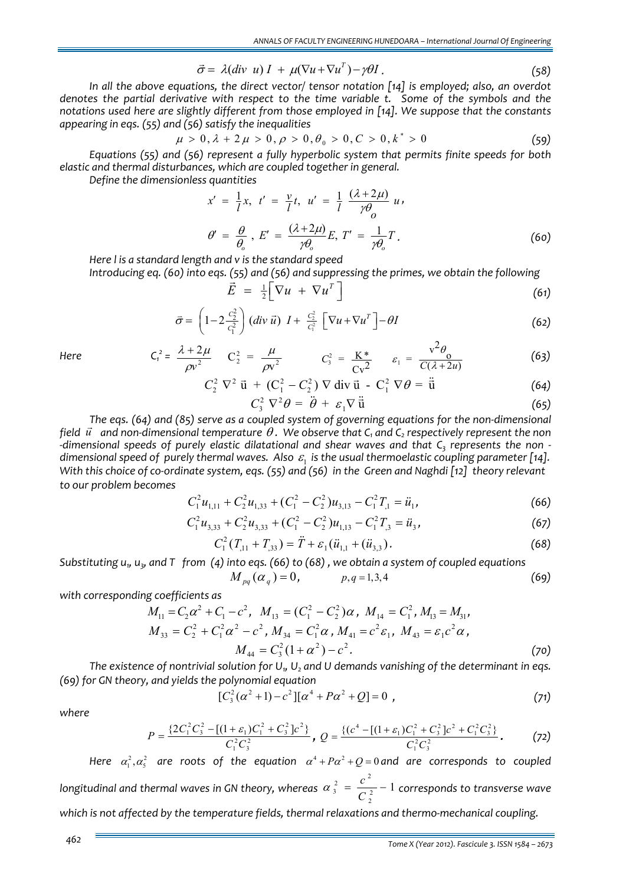$$\vec{\sigma} = \lambda(div\ u)\ I + \mu(\nabla u + \nabla u^T) - \gamma\theta I\,. \tag{58}$$

*In all the above equations, the direct vector/ tensor notation [14] is employed; also, an overdot denotes the partial derivative with respect to the time variable t. Some of the symbols and the notations used here are slightly different from those employed in [14]. We suppose that the constants appearing in eqs. (55) and (56) satisfy the inequalities*

$$\mu > 0, \lambda + 2\mu > 0, \rho > 0, \theta_0 > 0, C > 0, k^* > 0 \tag{59}$$

*Equations (55) and (56) represent a fully hyperbolic system that permits finite speeds for both elastic and thermal disturbances, which are coupled together in general.*

*Define the dimensionless quantities*

$$x' = \frac{1}{l}x,\ t' = \frac{v}{l}t,\ u' = \frac{1}{l}\ \frac{(\lambda+2\mu)}{\gamma\theta_o}\ u\,,$$

$$\theta' = \frac{\theta}{\theta_o}\,,\ E' = \frac{(\lambda+2\mu)}{\gamma\theta_o}E,\ T' = \frac{1}{\gamma\theta_o}T\,. \tag{60}$$

*Here l is a standard length and v is the standard speed*

*Introducing eq. (60) into eqs. (55) and (56) and suppressing the primes, we obtain the following*

$$\vec{E} = \tfrac{1}{2}\left[\nabla u + \nabla u^T\right] \tag{61}$$

$$\vec{\sigma} = \left(1 - 2\frac{C_2^2}{C_1^2}\right)(div\ \vec{u})\ I + \frac{C_2^2}{C_1^2}\left[\nabla u + \nabla u^T\right] - \theta I \tag{62}$$

*Here*

$$C_1^2 = \frac{\lambda+2\mu}{\rho v^2} \quad C_2^2 = \frac{\mu}{\rho v^2} \quad C_3^2 = \frac{K^*}{Cv^2} \quad \varepsilon_1 = \frac{v^2\theta_0}{C(\lambda+2u)} \tag{63}$$

$$C_2^2\ \nabla^2\ \vec{u} + (C_1^2 - C_2^2)\ \nabla\ \text{div}\ \vec{u} - C_1^2\ \nabla\theta = \ddot{\vec{u}} \tag{64}$$

$$C_3^2\ \nabla^2\theta = \ddot{\theta} + \varepsilon_1\nabla\ \ddot{\vec{u}} \tag{65}$$

*The eqs. (64) and (85) serve as a coupled system of governing equations for the non-dimensional field $\vec{u}$ and non-dimensional temperature $\theta$. We observe that $C_1$ and $C_2$ respectively represent the non-dimensional speeds of purely elastic dilatational and shear waves and that $C_3$ represents the non-dimensional speed of purely thermal waves. Also $\varepsilon_1$ is the usual thermoelastic coupling parameter [14]. With this choice of co-ordinate system, eqs. (55) and (56) in the Green and Naghdi [12] theory relevant to our problem becomes*

$$C_1^2 u_{1,11} + C_2^2 u_{1,33} + (C_1^2 - C_2^2)u_{3,13} - C_1^2 T_{,1} = \ddot{u}_1, \tag{66}$$

$$C_1^2 u_{3,33} + C_2^2 u_{3,33} + (C_1^2 - C_2^2)u_{1,13} - C_1^2 T_{,3} = \ddot{u}_3, \tag{67}$$

$$C_1^2(T_{,11} + T_{,33}) = \ddot{T} + \varepsilon_1(\ddot{u}_{1,1} + (\ddot{u}_{3,3})\,. \tag{68}$$

*Substituting $u_1$, $u_3$, and T from (4) into eqs. (66) to (68), we obtain a system of coupled equations*

$$M_{pq}(\alpha_q) = 0, \qquad p,q = 1,3,4 \tag{69}$$

*with corresponding coefficients as*

$$M_{11} = C_2\alpha^2 + C_1 - c^2,\ \ M_{13} = (C_1^2 - C_2^2)\alpha\,,\ M_{14} = C_1^2\,, M_{13} = M_{31},$$

$$M_{33} = C_2^2 + C_1^2\alpha^2 - c^2\,, M_{34} = C_1^2\alpha\,, M_{41} = c^2\varepsilon_1,\ M_{43} = \varepsilon_1 c^2\alpha\,,$$

$$M_{44} = C_3^2(1+\alpha^2) - c^2. \tag{70}$$

*The existence of nontrivial solution for $U_1$, $U_2$ and U demands vanishing of the determinant in eqs. (69) for GN theory, and yields the polynomial equation*

$$[C_3^2(\alpha^2+1) - c^2][\alpha^4 + P\alpha^2 + Q] = 0\ , \tag{71}$$

*where*

$$P = \frac{\{2C_1^2C_3^2 - [(1+\varepsilon_1)C_1^2 + C_3^2]c^2\}}{C_1^2C_3^2}\,,\ Q = \frac{\{(c^4 - [(1+\varepsilon_1)C_1^2 + C_3^2]c^2 + C_1^2C_3^2\}}{C_1^2C_3^2}\,. \tag{72}$$

*Here $\alpha_1^2, \alpha_5^2$ are roots of the equation $\alpha^4 + P\alpha^2 + Q = 0$ and are corresponds to coupled longitudinal and thermal waves in GN theory, whereas $\alpha_3^2 = \dfrac{c^2}{C_2^2} - 1$ corresponds to transverse wave which is not affected by the temperature fields, thermal relaxations and thermo-mechanical coupling.*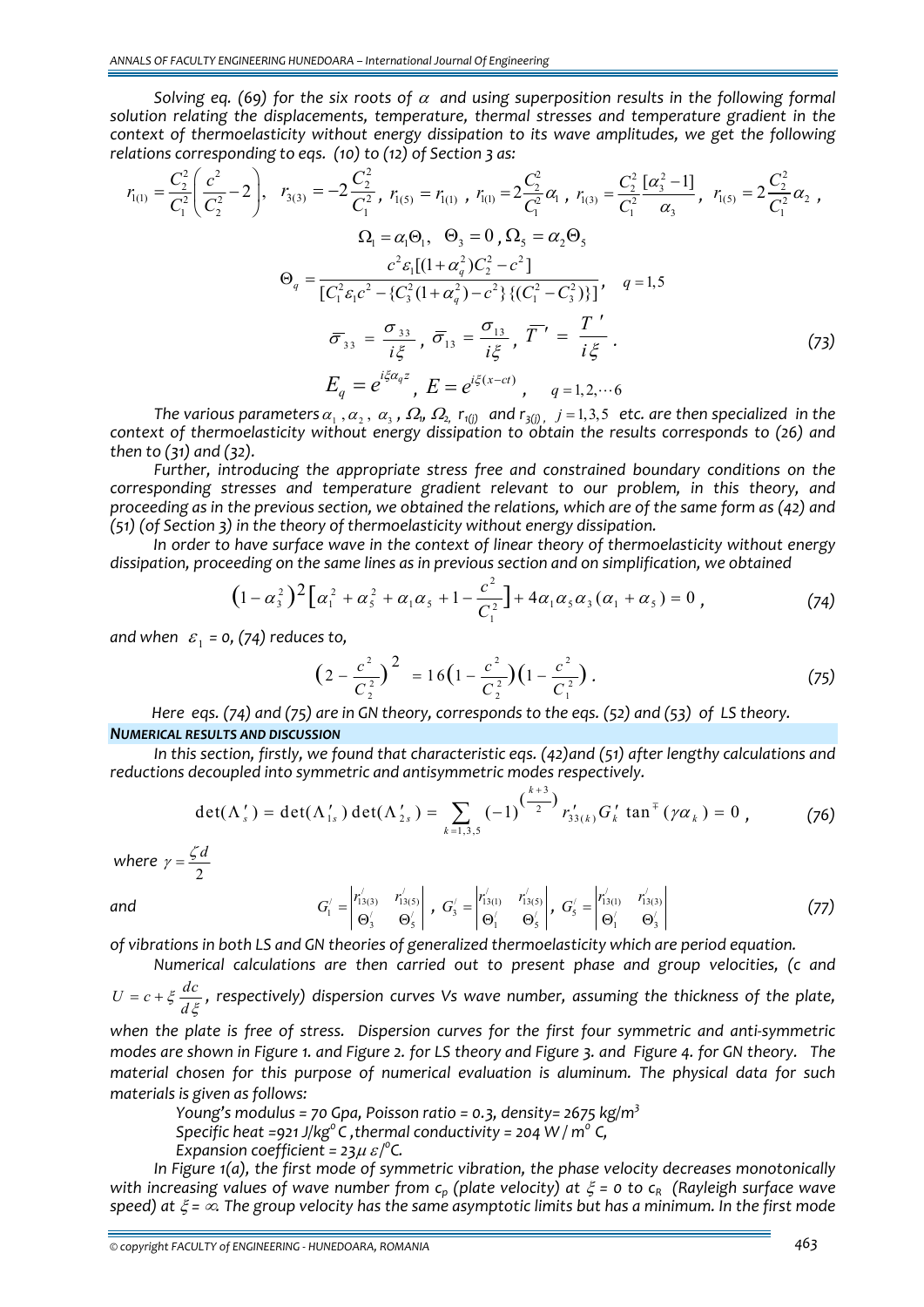*Solving eq. (69) for the six roots of $\alpha$ and using superposition results in the following formal solution relating the displacements, temperature, thermal stresses and temperature gradient in the context of thermoelasticity without energy dissipation to its wave amplitudes, we get the following relations corresponding to eqs. (10) to (12) of Section 3 as:*

$$r_{1(1)} = \frac{C_2^2}{C_1^2}\left(\frac{c^2}{C_2^2} - 2\right),\quad r_{3(3)} = -2\frac{C_2^2}{C_1^2},\ r_{1(5)} = r_{1(1)},\ r_{1(l)} = 2\frac{C_2^2}{C_1^2}\alpha_1,\ r_{1(3)} = \frac{C_2^2}{C_1^2}\frac{[\alpha_3^2-1]}{\alpha_3},\ r_{1(5)} = 2\frac{C_2^2}{C_1^2}\alpha_2,$$

$$\Omega_1 = \alpha_1\Theta_1,\quad \Theta_3 = 0,\ \Omega_5 = \alpha_2\Theta_5$$

$$\Theta_q = \frac{c^2\varepsilon_1[(1+\alpha_q^2)C_2^2 - c^2]}{[C_1^2\varepsilon_1 c^2 - \{C_3^2(1+\alpha_q^2) - c^2\}\{(C_1^2 - C_3^2)\}]},\quad q = 1,5$$

$$\bar{\sigma}_{33} = \frac{\sigma_{33}}{i\xi},\ \bar{\sigma}_{13} = \frac{\sigma_{13}}{i\xi},\ \bar{T}' = \frac{T'}{i\xi}. \tag{73}$$

$$E_q = e^{i\xi\alpha_q z},\ E = e^{i\xi(x-ct)},\quad q = 1,2,\cdots 6$$

*The various parameters $\alpha_1$, $\alpha_2$, $\alpha_3$, $\Omega_1$, $\Omega_2$, $r_{1(j)}$ and $r_{3(j)}$, $j = 1,3,5$ etc. are then specialized in the context of thermoelasticity without energy dissipation to obtain the results corresponds to (26) and then to (31) and (32).*

*Further, introducing the appropriate stress free and constrained boundary conditions on the corresponding stresses and temperature gradient relevant to our problem, in this theory, and proceeding as in the previous section, we obtained the relations, which are of the same form as (42) and (51) (of Section 3) in the theory of thermoelasticity without energy dissipation.*

*In order to have surface wave in the context of linear theory of thermoelasticity without energy dissipation, proceeding on the same lines as in previous section and on simplification, we obtained*

$$\left(1-\alpha_3^2\right)^2\left[\alpha_1^2 + \alpha_5^2 + \alpha_1\alpha_5 + 1 - \frac{c^2}{C_1^2}\right] + 4\alpha_1\alpha_5\alpha_3(\alpha_1 + \alpha_5) = 0, \tag{74}$$

*and when $\varepsilon_1 = 0$, (74) reduces to,*

$$\left(2 - \frac{c^2}{C_2^2}\right)^2 = 16\left(1 - \frac{c^2}{C_2^2}\right)\left(1 - \frac{c^2}{C_1^2}\right). \tag{75}$$

*Here eqs. (74) and (75) are in GN theory, corresponds to the eqs. (52) and (53) of LS theory.*

## NUMERICAL RESULTS AND DISCUSSION

*In this section, firstly, we found that characteristic eqs. (42)and (51) after lengthy calculations and reductions decoupled into symmetric and antisymmetric modes respectively.*

$$\det(\Lambda_s') = \det(\Lambda_{1s}')\det(\Lambda_{2s}') = \sum_{k=1,3,5}(-1)^{\left(\frac{k+3}{2}\right)} r_{33(k)}' G_k' \tan^{\mp}(\gamma\alpha_k) = 0, \tag{76}$$

*where* $\gamma = \frac{\zeta d}{2}$

*and*

$$G_1' = \begin{vmatrix} r_{13(3)}' & r_{13(5)}' \\ \Theta_3' & \Theta_5' \end{vmatrix},\ G_3' = \begin{vmatrix} r_{13(1)}' & r_{13(5)}' \\ \Theta_1' & \Theta_5' \end{vmatrix},\ G_5' = \begin{vmatrix} r_{13(1)}' & r_{13(3)}' \\ \Theta_1' & \Theta_3' \end{vmatrix} \tag{77}$$

*of vibrations in both LS and GN theories of generalized thermoelasticity which are period equation.*

*Numerical calculations are then carried out to present phase and group velocities, (c and $U = c + \xi\frac{dc}{d\xi}$, respectively) dispersion curves Vs wave number, assuming the thickness of the plate, when the plate is free of stress. Dispersion curves for the first four symmetric and anti-symmetric modes are shown in Figure 1. and Figure 2. for LS theory and Figure 3. and Figure 4. for GN theory. The material chosen for this purpose of numerical evaluation is aluminum. The physical data for such materials is given as follows:*

*Young's modulus = 70 Gpa, Poisson ratio = 0.3, density= 2675 kg/m$^3$*
*Specific heat =921 J/kg$^o$C ,thermal conductivity = 204 W / m$^o$ C,*
*Expansion coefficient = 23$\mu\,\varepsilon$/$^o$C.*

*In Figure 1(a), the first mode of symmetric vibration, the phase velocity decreases monotonically with increasing values of wave number from $c_p$ (plate velocity) at $\xi = 0$ to $c_R$ (Rayleigh surface wave speed) at $\xi = \infty$. The group velocity has the same asymptotic limits but has a minimum. In the first mode*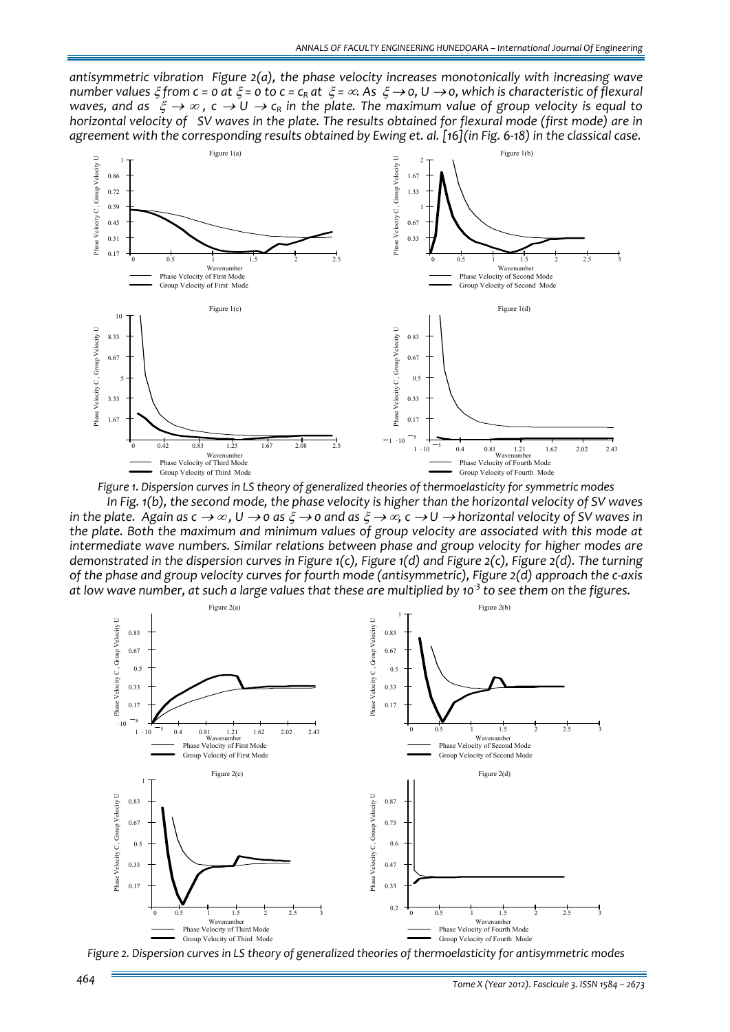*antisymmetric vibration Figure 2(a), the phase velocity increases monotonically with increasing wave number values $\xi$ from $c = 0$ at $\xi = 0$ to $c = c_R$ at $\xi = \infty$. As $\xi \rightarrow 0$, $U \rightarrow 0$, which is characteristic of flexural waves, and as $\xi \rightarrow \infty$, $c \rightarrow U \rightarrow c_R$ in the plate. The maximum value of group velocity is equal to horizontal velocity of SV waves in the plate. The results obtained for flexural mode (first mode) are in agreement with the corresponding results obtained by Ewing et. al. [16](in Fig. 6-18) in the classical case.*

*Figure 1. Dispersion curves in LS theory of generalized theories of thermoelasticity for symmetric modes*

*In Fig. 1(b), the second mode, the phase velocity is higher than the horizontal velocity of SV waves in the plate. Again as $c \rightarrow \infty$, $U \rightarrow 0$ as $\xi \rightarrow 0$ and as $\xi \rightarrow \infty$, $c \rightarrow U \rightarrow$ horizontal velocity of SV waves in the plate. Both the maximum and minimum values of group velocity are associated with this mode at intermediate wave numbers. Similar relations between phase and group velocity for higher modes are demonstrated in the dispersion curves in Figure 1(c), Figure 1(d) and Figure 2(c), Figure 2(d). The turning of the phase and group velocity curves for fourth mode (antisymmetric), Figure 2(d) approach the c-axis at low wave number, at such a large values that these are multiplied by $10^{-3}$ to see them on the figures.*

*Figure 2. Dispersion curves in LS theory of generalized theories of thermoelasticity for antisymmetric modes*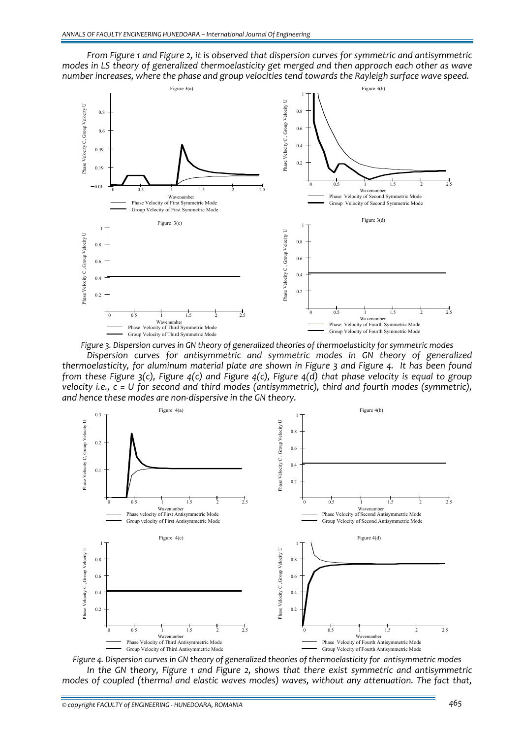*From Figure 1 and Figure 2, it is observed that dispersion curves for symmetric and antisymmetric modes in LS theory of generalized thermoelasticity get merged and then approach each other as wave number increases, where the phase and group velocities tend towards the Rayleigh surface wave speed.*

*Figure 3. Dispersion curves in GN theory of generalized theories of thermoelasticity for symmetric modes*

*Dispersion curves for antisymmetric and symmetric modes in GN theory of generalized thermoelasticity, for aluminum material plate are shown in Figure 3 and Figure 4. It has been found from these Figure 3(c), Figure 4(c) and Figure 4(d) that phase velocity is equal to group velocity i.e., c = U for second and third modes (antisymmetric), third and fourth modes (symmetric), and hence these modes are non-dispersive in the GN theory.*

*Figure 4. Dispersion curves in GN theory of generalized theories of thermoelasticity for antisymmetric modes*

*In the GN theory, Figure 1 and Figure 2, shows that there exist symmetric and antisymmetric modes of coupled (thermal and elastic waves modes) waves, without any attenuation. The fact that,*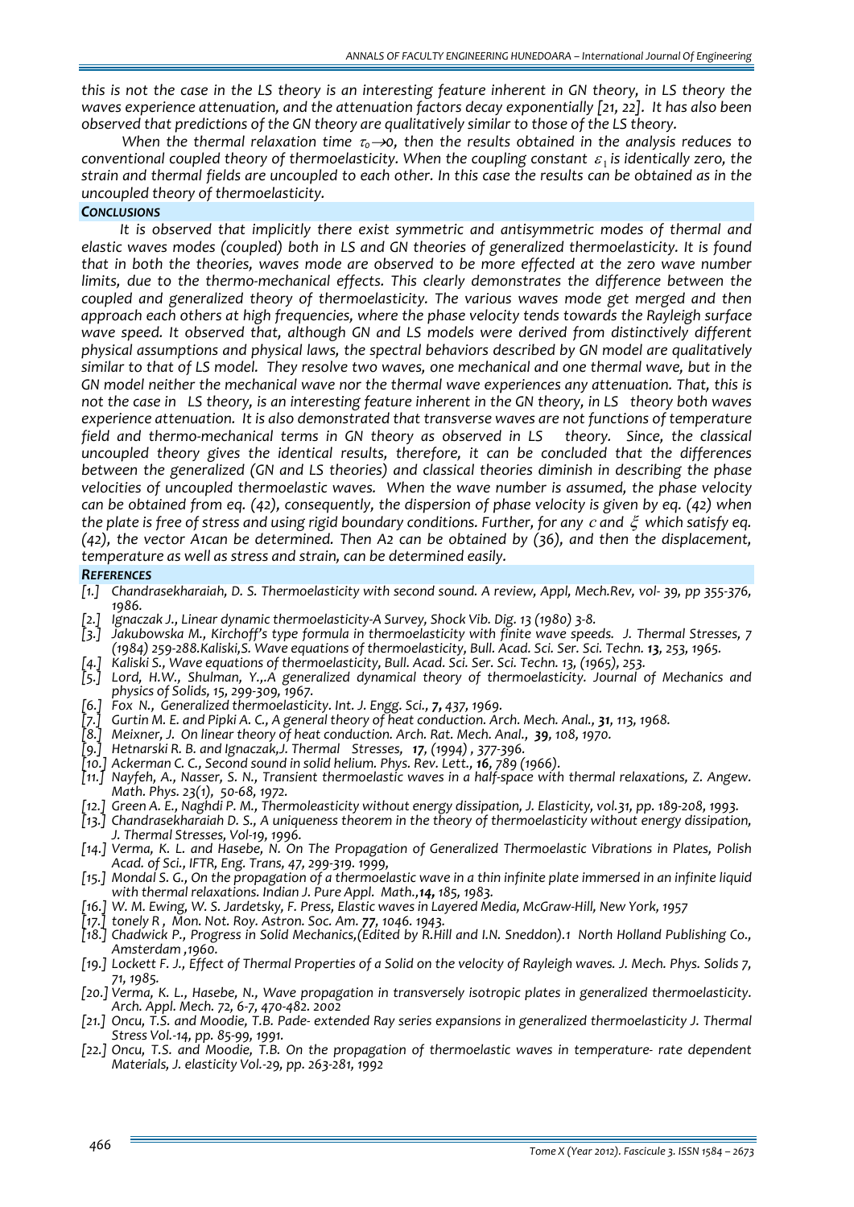*this is not the case in the LS theory is an interesting feature inherent in GN theory, in LS theory the waves experience attenuation, and the attenuation factors decay exponentially [21, 22]. It has also been observed that predictions of the GN theory are qualitatively similar to those of the LS theory.*

*When the thermal relaxation time $\tau_0 \to 0$, then the results obtained in the analysis reduces to conventional coupled theory of thermoelasticity. When the coupling constant $\varepsilon_1$ is identically zero, the strain and thermal fields are uncoupled to each other. In this case the results can be obtained as in the uncoupled theory of thermoelasticity.*

## CONCLUSIONS

*It is observed that implicitly there exist symmetric and antisymmetric modes of thermal and elastic waves modes (coupled) both in LS and GN theories of generalized thermoelasticity. It is found that in both the theories, waves mode are observed to be more effected at the zero wave number limits, due to the thermo-mechanical effects. This clearly demonstrates the difference between the coupled and generalized theory of thermoelasticity. The various waves mode get merged and then approach each others at high frequencies, where the phase velocity tends towards the Rayleigh surface wave speed. It observed that, although GN and LS models were derived from distinctively different physical assumptions and physical laws, the spectral behaviors described by GN model are qualitatively similar to that of LS model. They resolve two waves, one mechanical and one thermal wave, but in the GN model neither the mechanical wave nor the thermal wave experiences any attenuation. That, this is not the case in LS theory, is an interesting feature inherent in the GN theory, in LS theory both waves experience attenuation. It is also demonstrated that transverse waves are not functions of temperature field and thermo-mechanical terms in GN theory as observed in LS theory. Since, the classical uncoupled theory gives the identical results, therefore, it can be concluded that the differences between the generalized (GN and LS theories) and classical theories diminish in describing the phase velocities of uncoupled thermoelastic waves. When the wave number is assumed, the phase velocity can be obtained from eq. (42), consequently, the dispersion of phase velocity is given by eq. (42) when the plate is free of stress and using rigid boundary conditions. Further, for any $c$ and $\xi$ which satisfy eq. (42), the vector A1can be determined. Then A2 can be obtained by (36), and then the displacement, temperature as well as stress and strain, can be determined easily.*

## REFERENCES

- [1.] Chandrasekharaiah, D. S. Thermoelasticity with second sound. A review, Appl, Mech.Rev, vol- 39, pp 355-376, 1986.
- [2.] Ignaczak J., Linear dynamic thermoelasticity-A Survey, Shock Vib. Dig. 13 (1980) 3-8.
- [3.] Jakubowska M., Kirchoff's type formula in thermoelasticity with finite wave speeds. J. Thermal Stresses, 7 (1984) 259-288.Kaliski,S. Wave equations of thermoelasticity, Bull. Acad. Sci. Ser. Sci. Techn. **13**, 253, 1965.
- [4.] Kaliski S., Wave equations of thermoelasticity, Bull. Acad. Sci. Ser. Sci. Techn. 13, (1965), 253.
- [5.] Lord, H.W., Shulman, Y.,.A generalized dynamical theory of thermoelasticity. Journal of Mechanics and physics of Solids, 15, 299-309, 1967.
- [6.] Fox N., Generalized thermoelasticity. Int. J. Engg. Sci., **7,** 437, 1969.
- [7.] Gurtin M. E. and Pipki A. C., A general theory of heat conduction. Arch. Mech. Anal., **31**, 113, 1968.
- [8.] Meixner, J. On linear theory of heat conduction. Arch. Rat. Mech. Anal., **39**, 108, 1970.
- [9.] Hetnarski R. B. and Ignaczak,J. Thermal Stresses, **17**, (1994) , 377-396.
- [10.] Ackerman C. C., Second sound in solid helium. Phys. Rev. Lett., **16**, 789 (1966).
- [11.] Nayfeh, A., Nasser, S. N., Transient thermoelastic waves in a half-space with thermal relaxations, Z. Angew. Math. Phys. 23(1), 50-68, 1972.
- [12.] Green A. E., Naghdi P. M., Thermoleasticity without energy dissipation, J. Elasticity, vol.31, pp. 189-208, 1993.
- [13.] Chandrasekharaiah D. S., A uniqueness theorem in the theory of thermoelasticity without energy dissipation, J. Thermal Stresses, Vol-19, 1996.
- [14.] Verma, K. L. and Hasebe, N. On The Propagation of Generalized Thermoelastic Vibrations in Plates, Polish Acad. of Sci., IFTR, Eng. Trans, 47, 299-319. 1999,
- [15.] Mondal S. G., On the propagation of a thermoelastic wave in a thin infinite plate immersed in an infinite liquid with thermal relaxations. Indian J. Pure Appl. Math.,**14,** 185, 1983.
- [16.] W. M. Ewing, W. S. Jardetsky, F. Press, Elastic waves in Layered Media, McGraw-Hill, New York, 1957
- [17.] tonely R , Mon. Not. Roy. Astron. Soc. Am. **77**, 1046. 1943.
- [18.] Chadwick P., Progress in Solid Mechanics,(Edited by R.Hill and I.N. Sneddon).1 North Holland Publishing Co., Amsterdam ,1960.
- [19.] Lockett F. J., Effect of Thermal Properties of a Solid on the velocity of Rayleigh waves. J. Mech. Phys. Solids 7, 71, 1985.
- [20.] Verma, K. L., Hasebe, N., Wave propagation in transversely isotropic plates in generalized thermoelasticity. Arch. Appl. Mech. 72, 6-7, 470-482. 2002
- [21.] Oncu, T.S. and Moodie, T.B. Pade- extended Ray series expansions in generalized thermoelasticity J. Thermal Stress Vol.-14, pp. 85-99, 1991.
- [22.] Oncu, T.S. and Moodie, T.B. On the propagation of thermoelastic waves in temperature- rate dependent Materials, J. elasticity Vol.-29, pp. 263-281, 1992